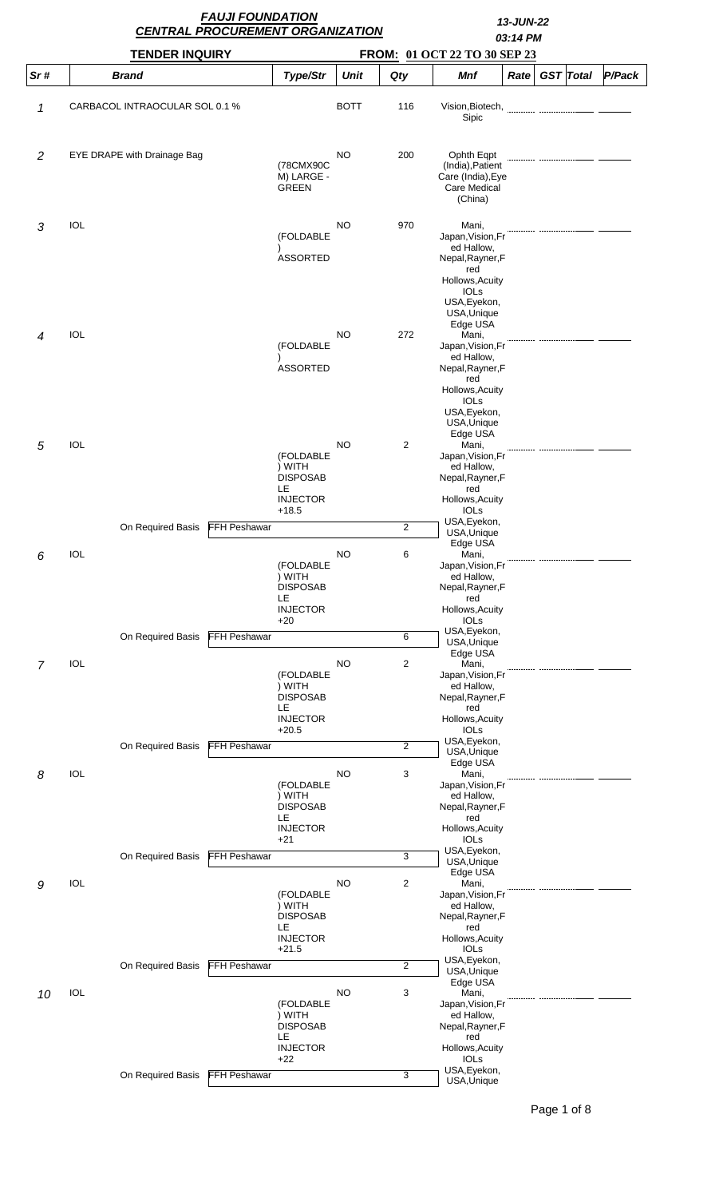# FAUJI FOUNDATION
## CENTRAL PROCUREMENT ORGANIZATION

**13-JUN-22**
**03:14 PM**

**TENDER INQUIRY** **FROM: 01 OCT 22 TO 30 SEP 23**

| Sr # | Brand | Type/Str | Unit | Qty | Mnf | Rate | GST | Total | P/Pack |
|---|---|---|---|---|---|---|---|---|---|
| 1 | CARBACOL INTRAOCULAR SOL 0.1 % | | BOTT | 116 | Vision,Biotech, Sipic | | | | |
| 2 | EYE DRAPE with Drainage Bag | (78CMX90CM) LARGE - GREEN | NO | 200 | Ophth Eqpt (India),Patient Care (India),Eye Care Medical (China) | | | | |
| 3 | IOL | (FOLDABLE) ASSORTED | NO | 970 | Mani, Japan,Vision,Fred Hallow, Nepal,Rayner,Fred Hollows,Acuity IOLs USA,Eyekon, USA,Unique Edge USA | | | | |
| 4 | IOL | (FOLDABLE) ASSORTED | NO | 272 | Mani, Japan,Vision,Fred Hallow, Nepal,Rayner,Fred Hollows,Acuity IOLs USA,Eyekon, USA,Unique Edge USA | | | | |
| 5 | IOL | (FOLDABLE) WITH DISPOSABLE INJECTOR +18.5 | NO | 2 | Mani, Japan,Vision,Fred Hallow, Nepal,Rayner,Fred Hollows,Acuity IOLs USA,Eyekon, USA,Unique Edge USA | | | | |
| | On Required Basis FFH Peshawar | | | 2 | | | | | |
| 6 | IOL | (FOLDABLE) WITH DISPOSABLE INJECTOR +20 | NO | 6 | Mani, Japan,Vision,Fred Hallow, Nepal,Rayner,Fred Hollows,Acuity IOLs USA,Eyekon, USA,Unique Edge USA | | | | |
| | On Required Basis FFH Peshawar | | | 6 | | | | | |
| 7 | IOL | (FOLDABLE) WITH DISPOSABLE INJECTOR +20.5 | NO | 2 | Mani, Japan,Vision,Fred Hallow, Nepal,Rayner,Fred Hollows,Acuity IOLs USA,Eyekon, USA,Unique Edge USA | | | | |
| | On Required Basis FFH Peshawar | | | 2 | | | | | |
| 8 | IOL | (FOLDABLE) WITH DISPOSABLE INJECTOR +21 | NO | 3 | Mani, Japan,Vision,Fred Hallow, Nepal,Rayner,Fred Hollows,Acuity IOLs USA,Eyekon, USA,Unique Edge USA | | | | |
| | On Required Basis FFH Peshawar | | | 3 | | | | | |
| 9 | IOL | (FOLDABLE) WITH DISPOSABLE INJECTOR +21.5 | NO | 2 | Mani, Japan,Vision,Fred Hallow, Nepal,Rayner,Fred Hollows,Acuity IOLs USA,Eyekon, USA,Unique Edge USA | | | | |
| | On Required Basis FFH Peshawar | | | 2 | | | | | |
| 10 | IOL | (FOLDABLE) WITH DISPOSABLE INJECTOR +22 | NO | 3 | Mani, Japan,Vision,Fred Hallow, Nepal,Rayner,Fred Hollows,Acuity IOLs USA,Eyekon, USA,Unique | | | | |
| | On Required Basis FFH Peshawar | | | 3 | | | | | |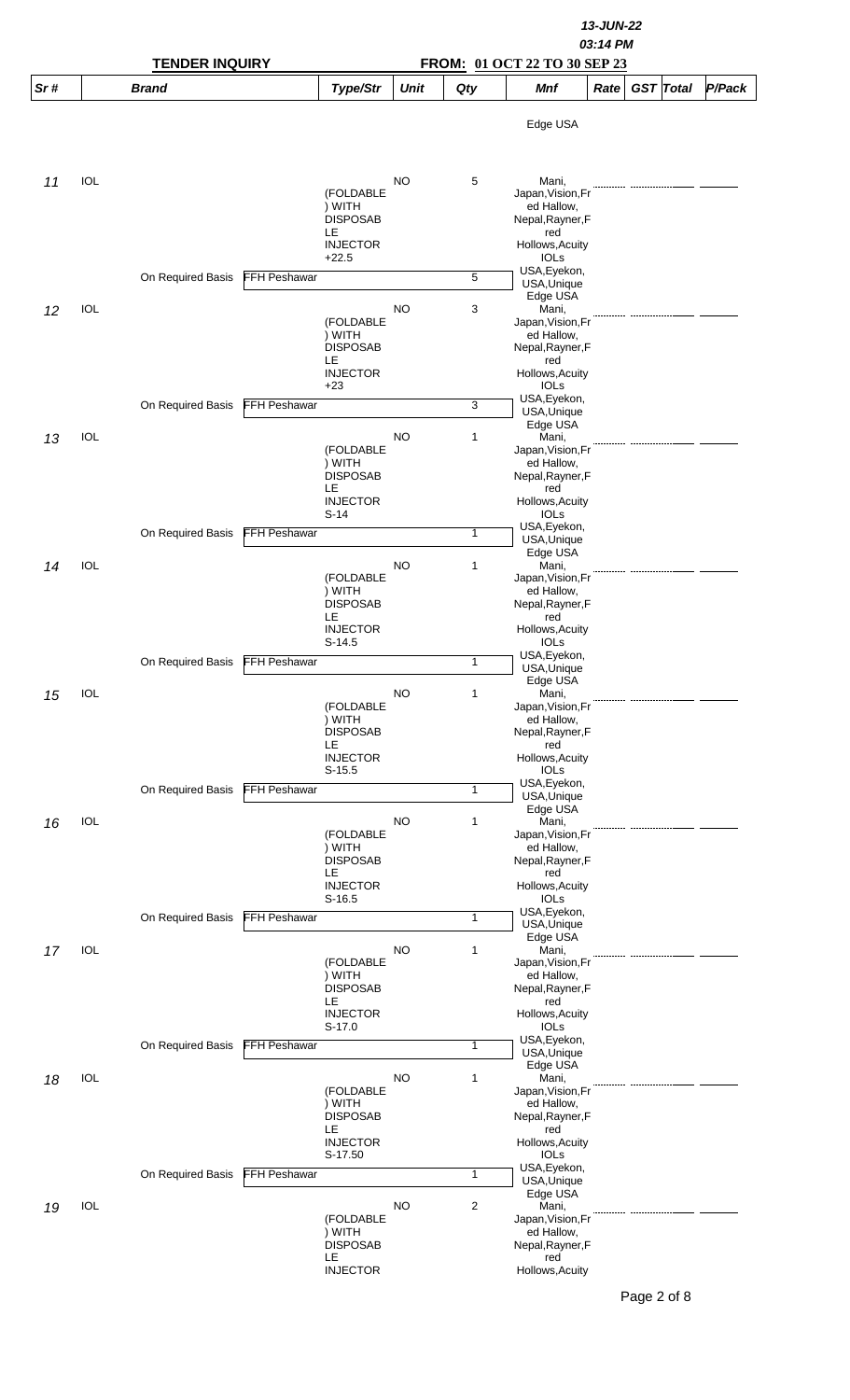13-JUN-22
03:14 PM

**TENDER INQUIRY** **FROM: 01 OCT 22 TO 30 SEP 23**

| Sr # | Brand | | Type/Str | Unit | Qty | Mnf | Rate | GST | Total | P/Pack |
|---|---|---|---|---|---|---|---|---|---|---|
| | | | | | | Edge USA | | | | |
| 11 | IOL | | (FOLDABLE ) WITH DISPOSAB LE INJECTOR +22.5 | NO | 5 | Mani, Japan,Vision,Fr ed Hallow, Nepal,Rayner,F red Hollows,Acuity IOLs USA,Eyekon, USA,Unique Edge USA | | | | |
| | On Required Basis | FFH Peshawar | | | 5 | | | | | |
| 12 | IOL | | (FOLDABLE ) WITH DISPOSAB LE INJECTOR +23 | NO | 3 | Mani, Japan,Vision,Fr ed Hallow, Nepal,Rayner,F red Hollows,Acuity IOLs USA,Eyekon, USA,Unique Edge USA | | | | |
| | On Required Basis | FFH Peshawar | | | 3 | | | | | |
| 13 | IOL | | (FOLDABLE ) WITH DISPOSAB LE INJECTOR S-14 | NO | 1 | Mani, Japan,Vision,Fr ed Hallow, Nepal,Rayner,F red Hollows,Acuity IOLs USA,Eyekon, USA,Unique Edge USA | | | | |
| | On Required Basis | FFH Peshawar | | | 1 | | | | | |
| 14 | IOL | | (FOLDABLE ) WITH DISPOSAB LE INJECTOR S-14.5 | NO | 1 | Mani, Japan,Vision,Fr ed Hallow, Nepal,Rayner,F red Hollows,Acuity IOLs USA,Eyekon, USA,Unique Edge USA | | | | |
| | On Required Basis | FFH Peshawar | | | 1 | | | | | |
| 15 | IOL | | (FOLDABLE ) WITH DISPOSAB LE INJECTOR S-15.5 | NO | 1 | Mani, Japan,Vision,Fr ed Hallow, Nepal,Rayner,F red Hollows,Acuity IOLs USA,Eyekon, USA,Unique Edge USA | | | | |
| | On Required Basis | FFH Peshawar | | | 1 | | | | | |
| 16 | IOL | | (FOLDABLE ) WITH DISPOSAB LE INJECTOR S-16.5 | NO | 1 | Mani, Japan,Vision,Fr ed Hallow, Nepal,Rayner,F red Hollows,Acuity IOLs USA,Eyekon, USA,Unique Edge USA | | | | |
| | On Required Basis | FFH Peshawar | | | 1 | | | | | |
| 17 | IOL | | (FOLDABLE ) WITH DISPOSAB LE INJECTOR S-17.0 | NO | 1 | Mani, Japan,Vision,Fr ed Hallow, Nepal,Rayner,F red Hollows,Acuity IOLs USA,Eyekon, USA,Unique Edge USA | | | | |
| | On Required Basis | FFH Peshawar | | | 1 | | | | | |
| 18 | IOL | | (FOLDABLE ) WITH DISPOSAB LE INJECTOR S-17.50 | NO | 1 | Mani, Japan,Vision,Fr ed Hallow, Nepal,Rayner,F red Hollows,Acuity IOLs USA,Eyekon, USA,Unique Edge USA | | | | |
| | On Required Basis | FFH Peshawar | | | 1 | | | | | |
| 19 | IOL | | (FOLDABLE ) WITH DISPOSAB LE INJECTOR | NO | 2 | Mani, Japan,Vision,Fr ed Hallow, Nepal,Rayner,F red Hollows,Acuity | | | | |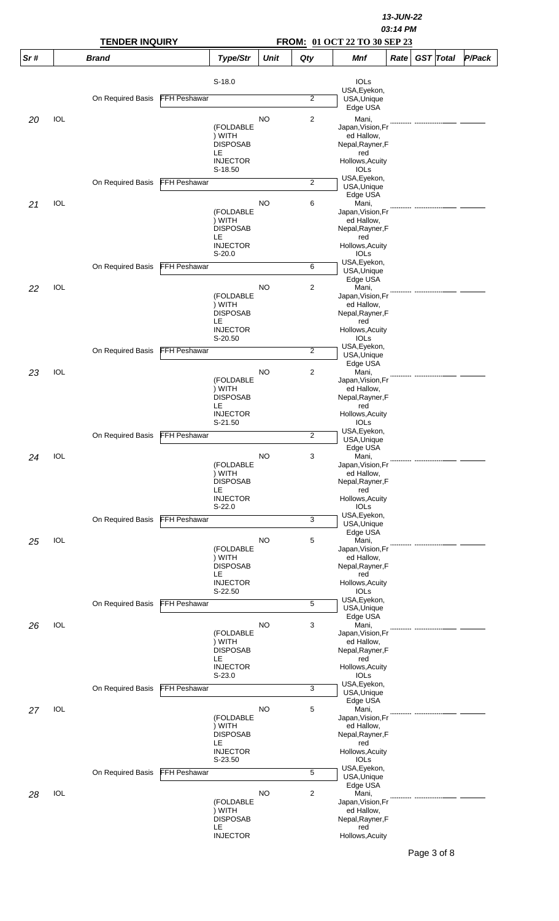| Sr # | Brand | | Type/Str | Unit | Qty | Mnf | Rate | GST | Total | P/Pack |
|---|---|---|---|---|---|---|---|---|---|---|
| | | | S-18.0 | | | IOLs USA,Eyekon, USA,Unique Edge USA | | | | |
| | On Required Basis | FFH Peshawar | | | 2 | | | | | |
| 20 | IOL | | (FOLDABLE) WITH DISPOSABLE INJECTOR S-18.50 | NO | 2 | Mani, Japan,Vision,Fred Hallow, Nepal,Rayner,Fred Hollows,Acuity IOLs USA,Eyekon, USA,Unique Edge USA | | | | |
| | On Required Basis | FFH Peshawar | | | 2 | | | | | |
| 21 | IOL | | (FOLDABLE) WITH DISPOSABLE INJECTOR S-20.0 | NO | 6 | Mani, Japan,Vision,Fred Hallow, Nepal,Rayner,Fred Hollows,Acuity IOLs USA,Eyekon, USA,Unique Edge USA | | | | |
| | On Required Basis | FFH Peshawar | | | 6 | | | | | |
| 22 | IOL | | (FOLDABLE) WITH DISPOSABLE INJECTOR S-20.50 | NO | 2 | Mani, Japan,Vision,Fred Hallow, Nepal,Rayner,Fred Hollows,Acuity IOLs USA,Eyekon, USA,Unique Edge USA | | | | |
| | On Required Basis | FFH Peshawar | | | 2 | | | | | |
| 23 | IOL | | (FOLDABLE) WITH DISPOSABLE INJECTOR S-21.50 | NO | 2 | Mani, Japan,Vision,Fred Hallow, Nepal,Rayner,Fred Hollows,Acuity IOLs USA,Eyekon, USA,Unique Edge USA | | | | |
| | On Required Basis | FFH Peshawar | | | 2 | | | | | |
| 24 | IOL | | (FOLDABLE) WITH DISPOSABLE INJECTOR S-22.0 | NO | 3 | Mani, Japan,Vision,Fred Hallow, Nepal,Rayner,Fred Hollows,Acuity IOLs USA,Eyekon, USA,Unique Edge USA | | | | |
| | On Required Basis | FFH Peshawar | | | 3 | | | | | |
| 25 | IOL | | (FOLDABLE) WITH DISPOSABLE INJECTOR S-22.50 | NO | 5 | Mani, Japan,Vision,Fred Hallow, Nepal,Rayner,Fred Hollows,Acuity IOLs USA,Eyekon, USA,Unique Edge USA | | | | |
| | On Required Basis | FFH Peshawar | | | 5 | | | | | |
| 26 | IOL | | (FOLDABLE) WITH DISPOSABLE INJECTOR S-23.0 | NO | 3 | Mani, Japan,Vision,Fred Hallow, Nepal,Rayner,Fred Hollows,Acuity IOLs USA,Eyekon, USA,Unique Edge USA | | | | |
| | On Required Basis | FFH Peshawar | | | 3 | | | | | |
| 27 | IOL | | (FOLDABLE) WITH DISPOSABLE INJECTOR S-23.50 | NO | 5 | Mani, Japan,Vision,Fred Hallow, Nepal,Rayner,Fred Hollows,Acuity IOLs USA,Eyekon, USA,Unique Edge USA | | | | |
| | On Required Basis | FFH Peshawar | | | 5 | | | | | |
| 28 | IOL | | (FOLDABLE) WITH DISPOSABLE INJECTOR | NO | 2 | Mani, Japan,Vision,Fred Hallow, Nepal,Rayner,Fred Hollows,Acuity | | | | |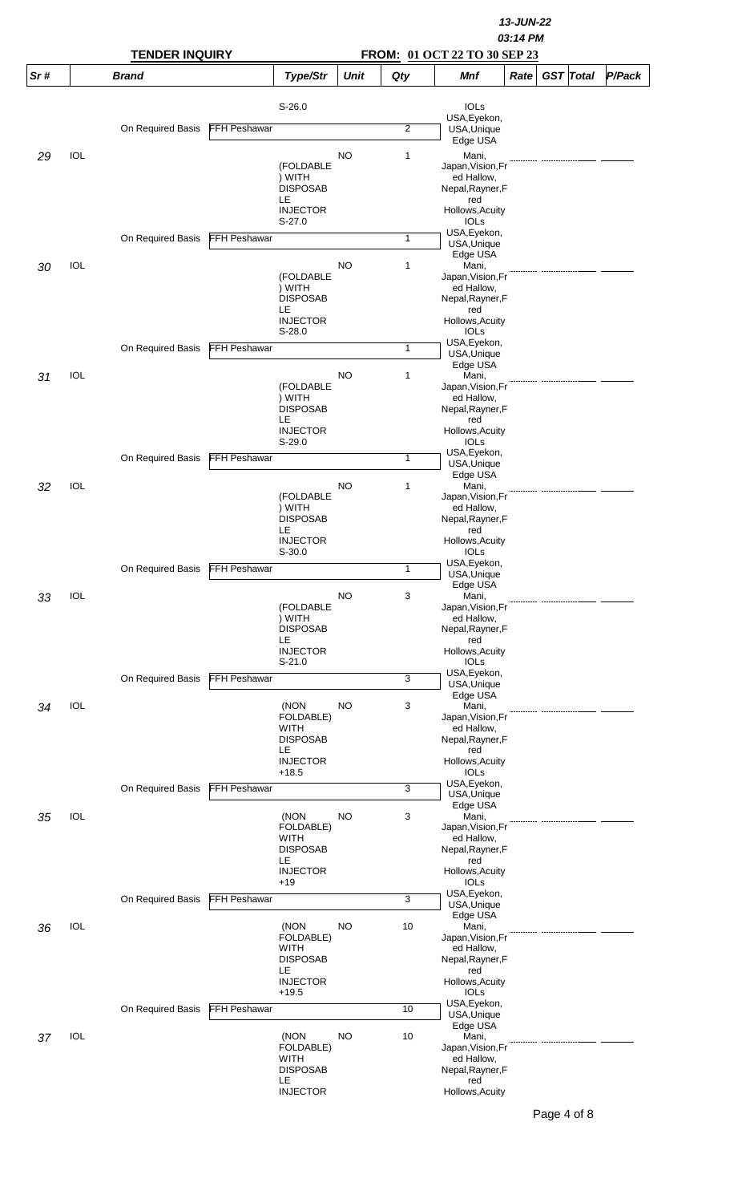13-JUN-22
03:14 PM

**TENDER INQUIRY** — **FROM: 01 OCT 22 TO 30 SEP 23**

| Sr # | Brand | | Type/Str | Unit | Qty | Mnf | Rate | GST | Total | P/Pack |
|---|---|---|---|---|---|---|---|---|---|---|
| | | | S-26.0 | | | IOLs USA,Eyekon, USA,Unique Edge USA | | | | |
| | On Required Basis | FFH Peshawar | | | 2 | | | | | |
| 29 | IOL | | (FOLDABLE ) WITH DISPOSAB LE INJECTOR S-27.0 | NO | 1 | Mani, Japan,Vision,Fred Hallow, Nepal,Rayner,Fred Hollows,Acuity IOLs USA,Eyekon, USA,Unique Edge USA | | | | |
| | On Required Basis | FFH Peshawar | | | 1 | | | | | |
| 30 | IOL | | (FOLDABLE ) WITH DISPOSAB LE INJECTOR S-28.0 | NO | 1 | Mani, Japan,Vision,Fred Hallow, Nepal,Rayner,Fred Hollows,Acuity IOLs USA,Eyekon, USA,Unique Edge USA | | | | |
| | On Required Basis | FFH Peshawar | | | 1 | | | | | |
| 31 | IOL | | (FOLDABLE ) WITH DISPOSAB LE INJECTOR S-29.0 | NO | 1 | Mani, Japan,Vision,Fred Hallow, Nepal,Rayner,Fred Hollows,Acuity IOLs USA,Eyekon, USA,Unique Edge USA | | | | |
| | On Required Basis | FFH Peshawar | | | 1 | | | | | |
| 32 | IOL | | (FOLDABLE ) WITH DISPOSAB LE INJECTOR S-30.0 | NO | 1 | Mani, Japan,Vision,Fred Hallow, Nepal,Rayner,Fred Hollows,Acuity IOLs USA,Eyekon, USA,Unique Edge USA | | | | |
| | On Required Basis | FFH Peshawar | | | 1 | | | | | |
| 33 | IOL | | (FOLDABLE ) WITH DISPOSAB LE INJECTOR S-21.0 | NO | 3 | Mani, Japan,Vision,Fred Hallow, Nepal,Rayner,Fred Hollows,Acuity IOLs USA,Eyekon, USA,Unique Edge USA | | | | |
| | On Required Basis | FFH Peshawar | | | 3 | | | | | |
| 34 | IOL | | (NON FOLDABLE) WITH DISPOSAB LE INJECTOR +18.5 | NO | 3 | Mani, Japan,Vision,Fred Hallow, Nepal,Rayner,Fred Hollows,Acuity IOLs USA,Eyekon, USA,Unique Edge USA | | | | |
| | On Required Basis | FFH Peshawar | | | 3 | | | | | |
| 35 | IOL | | (NON FOLDABLE) WITH DISPOSAB LE INJECTOR +19 | NO | 3 | Mani, Japan,Vision,Fred Hallow, Nepal,Rayner,Fred Hollows,Acuity IOLs USA,Eyekon, USA,Unique Edge USA | | | | |
| | On Required Basis | FFH Peshawar | | | 3 | | | | | |
| 36 | IOL | | (NON FOLDABLE) WITH DISPOSAB LE INJECTOR +19.5 | NO | 10 | Mani, Japan,Vision,Fred Hallow, Nepal,Rayner,Fred Hollows,Acuity IOLs USA,Eyekon, USA,Unique Edge USA | | | | |
| | On Required Basis | FFH Peshawar | | | 10 | | | | | |
| 37 | IOL | | (NON FOLDABLE) WITH DISPOSAB LE INJECTOR | NO | 10 | Mani, Japan,Vision,Fred Hallow, Nepal,Rayner,Fred Hollows,Acuity | | | | |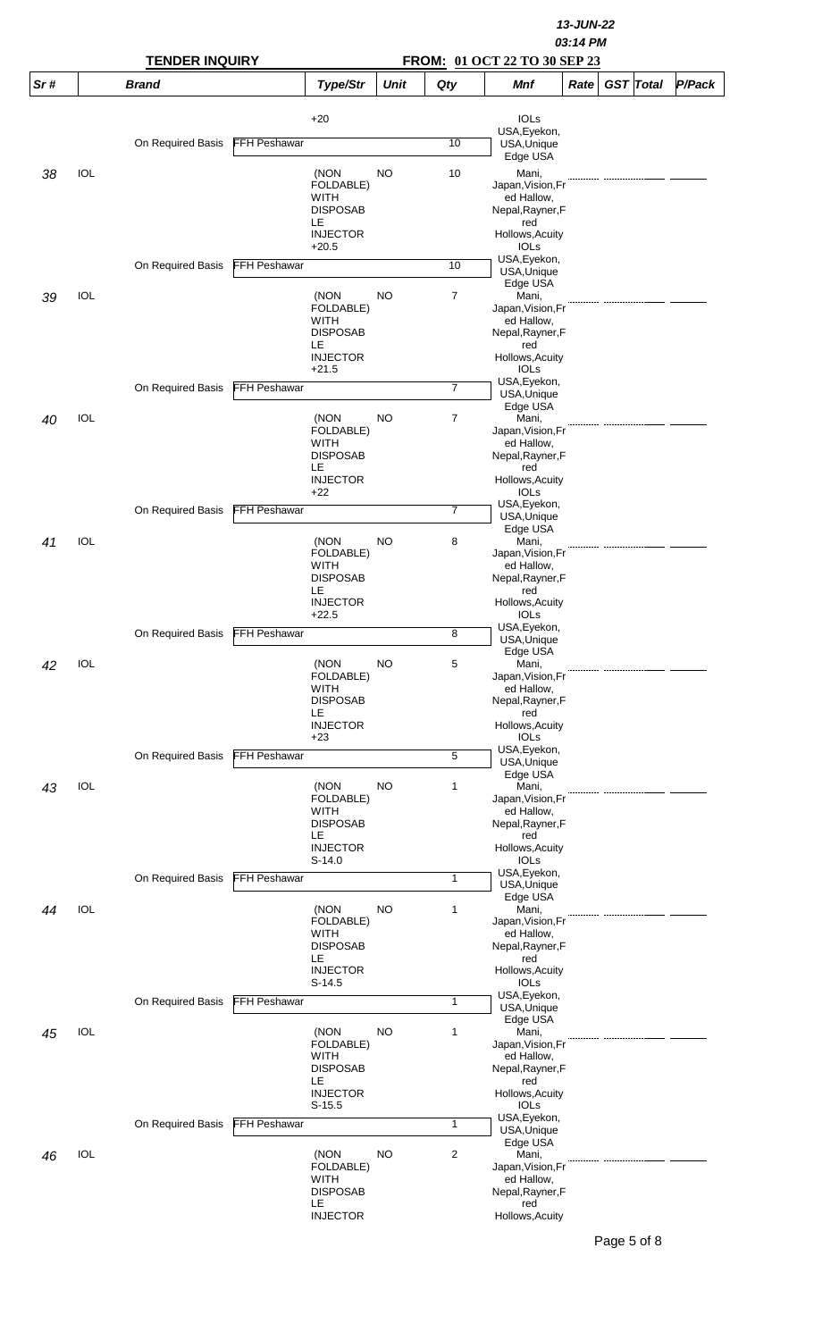13-JUN-22

03:14 PM

**TENDER INQUIRY** **FROM: 01 OCT 22 TO 30 SEP 23**

| Sr # | | Brand | | Type/Str | Unit | Qty | Mnf | Rate | GST | Total | P/Pack |
|---|---|---|---|---|---|---|---|---|---|---|---|
| | | | | +20 | | | IOLs USA,Eyekon, USA,Unique Edge USA | | | | |
| | | On Required Basis | FFH Peshawar | | | 10 | | | | | |
| 38 | IOL | | | (NON FOLDABLE) WITH DISPOSABLE INJECTOR +20.5 | NO | 10 | Mani, Japan,Vision,Fred Hallow, Nepal,Rayner,Fred Hollows,Acuity IOLs USA,Eyekon, USA,Unique Edge USA | | | | |
| | | On Required Basis | FFH Peshawar | | | 10 | | | | | |
| 39 | IOL | | | (NON FOLDABLE) WITH DISPOSABLE INJECTOR +21.5 | NO | 7 | Mani, Japan,Vision,Fred Hallow, Nepal,Rayner,Fred Hollows,Acuity IOLs USA,Eyekon, USA,Unique Edge USA | | | | |
| | | On Required Basis | FFH Peshawar | | | 7 | | | | | |
| 40 | IOL | | | (NON FOLDABLE) WITH DISPOSABLE INJECTOR +22 | NO | 7 | Mani, Japan,Vision,Fred Hallow, Nepal,Rayner,Fred Hollows,Acuity IOLs USA,Eyekon, USA,Unique Edge USA | | | | |
| | | On Required Basis | FFH Peshawar | | | 7 | | | | | |
| 41 | IOL | | | (NON FOLDABLE) WITH DISPOSABLE INJECTOR +22.5 | NO | 8 | Mani, Japan,Vision,Fred Hallow, Nepal,Rayner,Fred Hollows,Acuity IOLs USA,Eyekon, USA,Unique Edge USA | | | | |
| | | On Required Basis | FFH Peshawar | | | 8 | | | | | |
| 42 | IOL | | | (NON FOLDABLE) WITH DISPOSABLE INJECTOR +23 | NO | 5 | Mani, Japan,Vision,Fred Hallow, Nepal,Rayner,Fred Hollows,Acuity IOLs USA,Eyekon, USA,Unique Edge USA | | | | |
| | | On Required Basis | FFH Peshawar | | | 5 | | | | | |
| 43 | IOL | | | (NON FOLDABLE) WITH DISPOSABLE INJECTOR S-14.0 | NO | 1 | Mani, Japan,Vision,Fred Hallow, Nepal,Rayner,Fred Hollows,Acuity IOLs USA,Eyekon, USA,Unique Edge USA | | | | |
| | | On Required Basis | FFH Peshawar | | | 1 | | | | | |
| 44 | IOL | | | (NON FOLDABLE) WITH DISPOSABLE INJECTOR S-14.5 | NO | 1 | Mani, Japan,Vision,Fred Hallow, Nepal,Rayner,Fred Hollows,Acuity IOLs USA,Eyekon, USA,Unique Edge USA | | | | |
| | | On Required Basis | FFH Peshawar | | | 1 | | | | | |
| 45 | IOL | | | (NON FOLDABLE) WITH DISPOSABLE INJECTOR S-15.5 | NO | 1 | Mani, Japan,Vision,Fred Hallow, Nepal,Rayner,Fred Hollows,Acuity IOLs USA,Eyekon, USA,Unique Edge USA | | | | |
| | | On Required Basis | FFH Peshawar | | | 1 | | | | | |
| 46 | IOL | | | (NON FOLDABLE) WITH DISPOSABLE INJECTOR | NO | 2 | Mani, Japan,Vision,Fred Hallow, Nepal,Rayner,Fred Hollows,Acuity | | | | |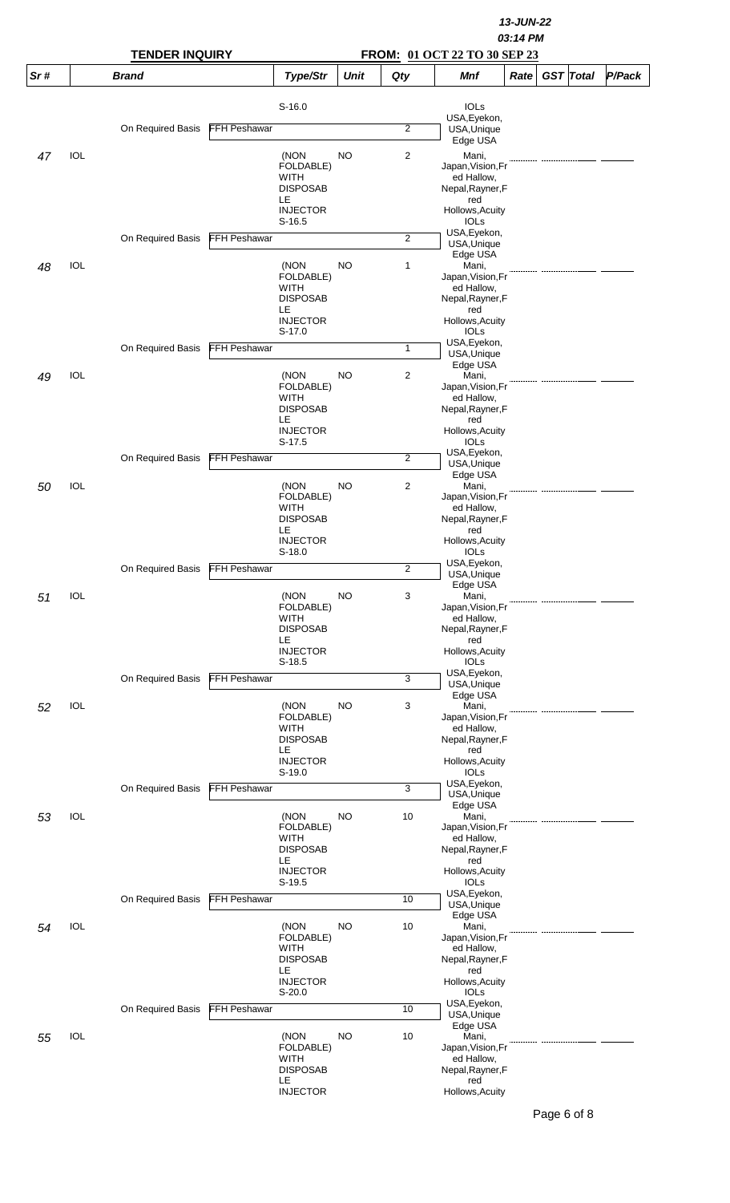**13-JUN-22**
**03:14 PM**

**TENDER INQUIRY** **FROM: 01 OCT 22 TO 30 SEP 23**

| Sr # | Brand | | Type/Str | Unit | Qty | Mnf | Rate | GST | Total | P/Pack |
|---|---|---|---|---|---|---|---|---|---|---|
| | | | S-16.0 | | | IOLs USA,Eyekon, USA,Unique Edge USA | | | | |
| | On Required Basis | FFH Peshawar | | | 2 | | | | | |
| 47 | IOL | | (NON FOLDABLE) WITH DISPOSABLE INJECTOR S-16.5 | NO | 2 | Mani, Japan,Vision,Fred Hallow, Nepal,Rayner,Fred Hollows,Acuity IOLs USA,Eyekon, USA,Unique Edge USA | | | | |
| | On Required Basis | FFH Peshawar | | | 2 | | | | | |
| 48 | IOL | | (NON FOLDABLE) WITH DISPOSABLE INJECTOR S-17.0 | NO | 1 | Mani, Japan,Vision,Fred Hallow, Nepal,Rayner,Fred Hollows,Acuity IOLs USA,Eyekon, USA,Unique Edge USA | | | | |
| | On Required Basis | FFH Peshawar | | | 1 | | | | | |
| 49 | IOL | | (NON FOLDABLE) WITH DISPOSABLE INJECTOR S-17.5 | NO | 2 | Mani, Japan,Vision,Fred Hallow, Nepal,Rayner,Fred Hollows,Acuity IOLs USA,Eyekon, USA,Unique Edge USA | | | | |
| | On Required Basis | FFH Peshawar | | | 2 | | | | | |
| 50 | IOL | | (NON FOLDABLE) WITH DISPOSABLE INJECTOR S-18.0 | NO | 2 | Mani, Japan,Vision,Fred Hallow, Nepal,Rayner,Fred Hollows,Acuity IOLs USA,Eyekon, USA,Unique Edge USA | | | | |
| | On Required Basis | FFH Peshawar | | | 2 | | | | | |
| 51 | IOL | | (NON FOLDABLE) WITH DISPOSABLE INJECTOR S-18.5 | NO | 3 | Mani, Japan,Vision,Fred Hallow, Nepal,Rayner,Fred Hollows,Acuity IOLs USA,Eyekon, USA,Unique Edge USA | | | | |
| | On Required Basis | FFH Peshawar | | | 3 | | | | | |
| 52 | IOL | | (NON FOLDABLE) WITH DISPOSABLE INJECTOR S-19.0 | NO | 3 | Mani, Japan,Vision,Fred Hallow, Nepal,Rayner,Fred Hollows,Acuity IOLs USA,Eyekon, USA,Unique Edge USA | | | | |
| | On Required Basis | FFH Peshawar | | | 3 | | | | | |
| 53 | IOL | | (NON FOLDABLE) WITH DISPOSABLE INJECTOR S-19.5 | NO | 10 | Mani, Japan,Vision,Fred Hallow, Nepal,Rayner,Fred Hollows,Acuity IOLs USA,Eyekon, USA,Unique Edge USA | | | | |
| | On Required Basis | FFH Peshawar | | | 10 | | | | | |
| 54 | IOL | | (NON FOLDABLE) WITH DISPOSABLE INJECTOR S-20.0 | NO | 10 | Mani, Japan,Vision,Fred Hallow, Nepal,Rayner,Fred Hollows,Acuity IOLs USA,Eyekon, USA,Unique Edge USA | | | | |
| | On Required Basis | FFH Peshawar | | | 10 | | | | | |
| 55 | IOL | | (NON FOLDABLE) WITH DISPOSABLE INJECTOR | NO | 10 | Mani, Japan,Vision,Fred Hallow, Nepal,Rayner,Fred Hollows,Acuity | | | | |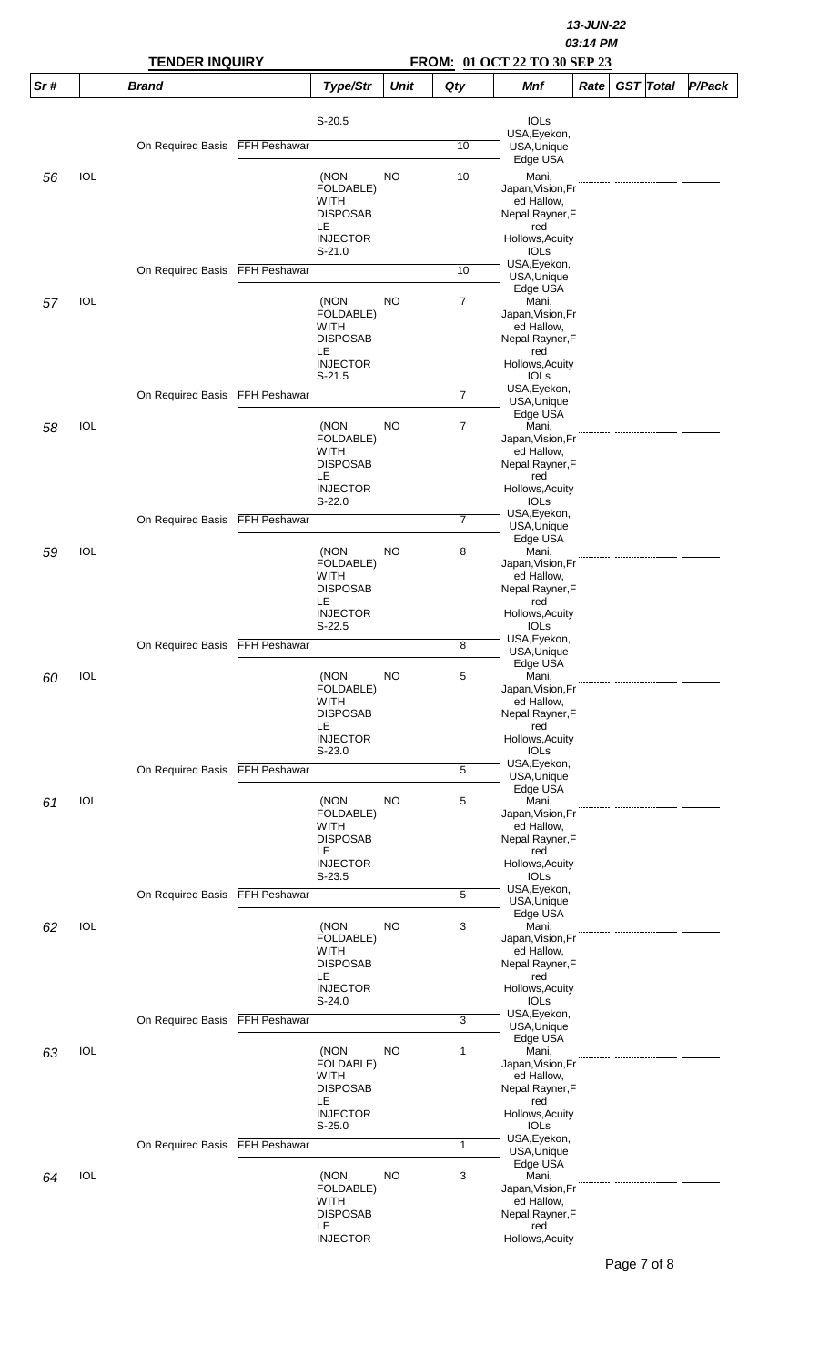13-JUN-22
03:14 PM

**TENDER INQUIRY** **FROM: 01 OCT 22 TO 30 SEP 23**

| Sr # | Brand | | Type/Str | Unit | Qty | Mnf | Rate | GST | Total | P/Pack |
|---|---|---|---|---|---|---|---|---|---|---|
| | | | S-20.5 | | | IOLs | | | | |
| | On Required Basis | FFH Peshawar | | | 10 | USA,Eyekon, USA,Unique Edge USA | | | | |
| 56 | IOL | | (NON FOLDABLE) WITH DISPOSABLE INJECTOR S-21.0 | NO | 10 | Mani, Japan,Vision,Fred Hallow, Nepal,Rayner,Fred Hollows,Acuity IOLs | | | | |
| | On Required Basis | FFH Peshawar | | | 10 | USA,Eyekon, USA,Unique Edge USA | | | | |
| 57 | IOL | | (NON FOLDABLE) WITH DISPOSABLE INJECTOR S-21.5 | NO | 7 | Mani, Japan,Vision,Fred Hallow, Nepal,Rayner,Fred Hollows,Acuity IOLs | | | | |
| | On Required Basis | FFH Peshawar | | | 7 | USA,Eyekon, USA,Unique Edge USA | | | | |
| 58 | IOL | | (NON FOLDABLE) WITH DISPOSABLE INJECTOR S-22.0 | NO | 7 | Mani, Japan,Vision,Fred Hallow, Nepal,Rayner,Fred Hollows,Acuity IOLs | | | | |
| | On Required Basis | FFH Peshawar | | | 7 | USA,Eyekon, USA,Unique Edge USA | | | | |
| 59 | IOL | | (NON FOLDABLE) WITH DISPOSABLE INJECTOR S-22.5 | NO | 8 | Mani, Japan,Vision,Fred Hallow, Nepal,Rayner,Fred Hollows,Acuity IOLs | | | | |
| | On Required Basis | FFH Peshawar | | | 8 | USA,Eyekon, USA,Unique Edge USA | | | | |
| 60 | IOL | | (NON FOLDABLE) WITH DISPOSABLE INJECTOR S-23.0 | NO | 5 | Mani, Japan,Vision,Fred Hallow, Nepal,Rayner,Fred Hollows,Acuity IOLs | | | | |
| | On Required Basis | FFH Peshawar | | | 5 | USA,Eyekon, USA,Unique Edge USA | | | | |
| 61 | IOL | | (NON FOLDABLE) WITH DISPOSABLE INJECTOR S-23.5 | NO | 5 | Mani, Japan,Vision,Fred Hallow, Nepal,Rayner,Fred Hollows,Acuity IOLs | | | | |
| | On Required Basis | FFH Peshawar | | | 5 | USA,Eyekon, USA,Unique Edge USA | | | | |
| 62 | IOL | | (NON FOLDABLE) WITH DISPOSABLE INJECTOR S-24.0 | NO | 3 | Mani, Japan,Vision,Fred Hallow, Nepal,Rayner,Fred Hollows,Acuity IOLs | | | | |
| | On Required Basis | FFH Peshawar | | | 3 | USA,Eyekon, USA,Unique Edge USA | | | | |
| 63 | IOL | | (NON FOLDABLE) WITH DISPOSABLE INJECTOR S-25.0 | NO | 1 | Mani, Japan,Vision,Fred Hallow, Nepal,Rayner,Fred Hollows,Acuity IOLs | | | | |
| | On Required Basis | FFH Peshawar | | | 1 | USA,Eyekon, USA,Unique Edge USA | | | | |
| 64 | IOL | | (NON FOLDABLE) WITH DISPOSABLE INJECTOR | NO | 3 | Mani, Japan,Vision,Fred Hallow, Nepal,Rayner,Fred Hollows,Acuity | | | | |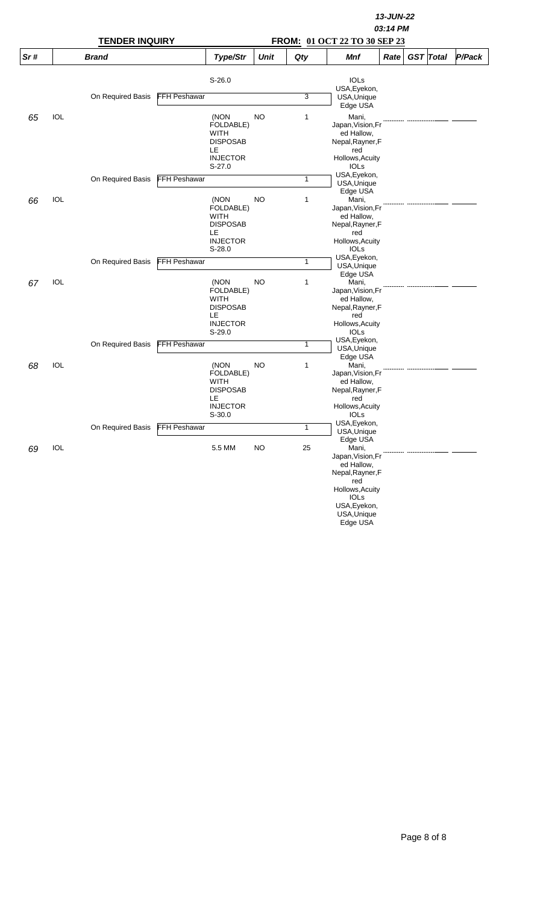13-JUN-22

03:14 PM

**TENDER INQUIRY** | **FROM: 01 OCT 22 TO 30 SEP 23**

| Sr # | Brand | | Type/Str | Unit | Qty | Mnf | Rate | GST | Total | P/Pack |
|---|---|---|---|---|---|---|---|---|---|---|
| | | | S-26.0 | | | IOLs USA,Eyekon, USA,Unique Edge USA | | | | |
| | On Required Basis | FFH Peshawar | | | 3 | | | | | |
| 65 | IOL | | (NON FOLDABLE) WITH DISPOSABLE INJECTOR S-27.0 | NO | 1 | Mani, Japan,Vision,Fred Hallow, Nepal,Rayner,Fred Hollows,Acuity IOLs USA,Eyekon, USA,Unique Edge USA | | | | |
| | On Required Basis | FFH Peshawar | | | 1 | | | | | |
| 66 | IOL | | (NON FOLDABLE) WITH DISPOSABLE INJECTOR S-28.0 | NO | 1 | Mani, Japan,Vision,Fred Hallow, Nepal,Rayner,Fred Hollows,Acuity IOLs USA,Eyekon, USA,Unique Edge USA | | | | |
| | On Required Basis | FFH Peshawar | | | 1 | | | | | |
| 67 | IOL | | (NON FOLDABLE) WITH DISPOSABLE INJECTOR S-29.0 | NO | 1 | Mani, Japan,Vision,Fred Hallow, Nepal,Rayner,Fred Hollows,Acuity IOLs USA,Eyekon, USA,Unique Edge USA | | | | |
| | On Required Basis | FFH Peshawar | | | 1 | | | | | |
| 68 | IOL | | (NON FOLDABLE) WITH DISPOSABLE INJECTOR S-30.0 | NO | 1 | Mani, Japan,Vision,Fred Hallow, Nepal,Rayner,Fred Hollows,Acuity IOLs USA,Eyekon, USA,Unique Edge USA | | | | |
| | On Required Basis | FFH Peshawar | | | 1 | | | | | |
| 69 | IOL | | 5.5 MM | NO | 25 | Mani, Japan,Vision,Fred Hallow, Nepal,Rayner,Fred Hollows,Acuity IOLs USA,Eyekon, USA,Unique Edge USA | | | | |